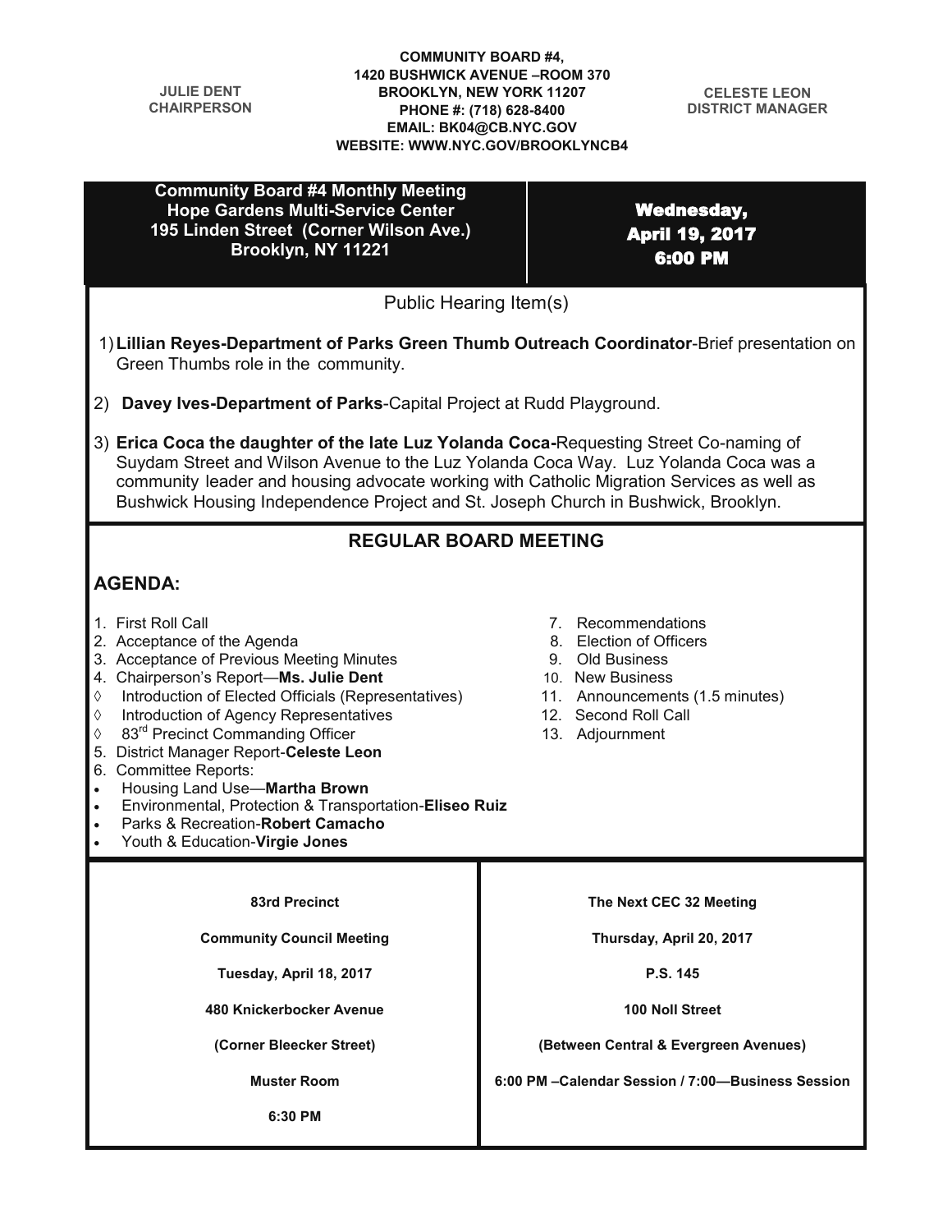**JULIE DENT**
**CHAIRPERSON**

**COMMUNITY BOARD #4,**
**1420 BUSHWICK AVENUE –ROOM 370**
**BROOKLYN, NEW YORK 11207**
**PHONE #: (718) 628-8400**
**EMAIL: BK04@CB.NYC.GOV**
**WEBSITE: WWW.NYC.GOV/BROOKLYNCB4**

**CELESTE LEON**
**DISTRICT MANAGER**

| **Community Board #4 Monthly Meeting**<br>**Hope Gardens Multi-Service Center**<br>**195 Linden Street (Corner Wilson Ave.)**<br>**Brooklyn, NY 11221** | **Wednesday,**<br>**April 19, 2017**<br>**6:00 PM** |
|---|---|

## Public Hearing Item(s)

1) **Lillian Reyes-Department of Parks Green Thumb Outreach Coordinator**-Brief presentation on Green Thumbs role in the community.

2) **Davey Ives-Department of Parks**-Capital Project at Rudd Playground.

3) **Erica Coca the daughter of the late Luz Yolanda Coca-**Requesting Street Co-naming of Suydam Street and Wilson Avenue to the Luz Yolanda Coca Way. Luz Yolanda Coca was a community leader and housing advocate working with Catholic Migration Services as well as Bushwick Housing Independence Project and St. Joseph Church in Bushwick, Brooklyn.

## REGULAR BOARD MEETING

### AGENDA:

1. First Roll Call
2. Acceptance of the Agenda
3. Acceptance of Previous Meeting Minutes
4. Chairperson's Report—**Ms. Julie Dent**
   - ◊ Introduction of Elected Officials (Representatives)
   - ◊ Introduction of Agency Representatives
   - ◊ 83rd Precinct Commanding Officer
5. District Manager Report-**Celeste Leon**
6. Committee Reports:
   - Housing Land Use—**Martha Brown**
   - Environmental, Protection & Transportation-**Eliseo Ruiz**
   - Parks & Recreation-**Robert Camacho**
   - Youth & Education-**Virgie Jones**
7. Recommendations
8. Election of Officers
9. Old Business
10. New Business
11. Announcements (1.5 minutes)
12. Second Roll Call
13. Adjournment

| **83rd Precinct**<br><br>**Community Council Meeting**<br><br>**Tuesday, April 18, 2017**<br><br>**480 Knickerbocker Avenue**<br><br>**(Corner Bleecker Street)**<br><br>**Muster Room**<br><br>**6:30 PM** | **The Next CEC 32 Meeting**<br><br>**Thursday, April 20, 2017**<br><br>**P.S. 145**<br><br>**100 Noll Street**<br><br>**(Between Central & Evergreen Avenues)**<br><br>**6:00 PM –Calendar Session / 7:00—Business Session** |
|---|---|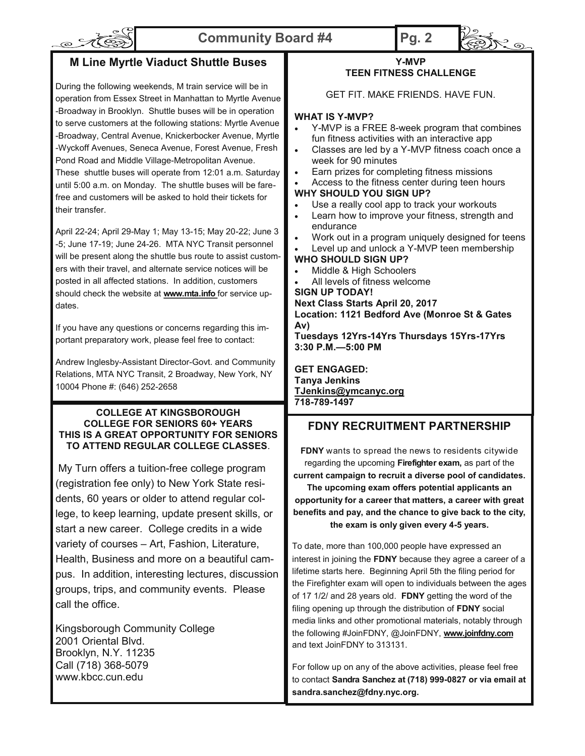## M Line Myrtle Viaduct Shuttle Buses

During the following weekends, M train service will be in operation from Essex Street in Manhattan to Myrtle Avenue -Broadway in Brooklyn. Shuttle buses will be in operation to serve customers at the following stations: Myrtle Avenue -Broadway, Central Avenue, Knickerbocker Avenue, Myrtle -Wyckoff Avenues, Seneca Avenue, Forest Avenue, Fresh Pond Road and Middle Village-Metropolitan Avenue. These shuttle buses will operate from 12:01 a.m. Saturday until 5:00 a.m. on Monday. The shuttle buses will be fare-free and customers will be asked to hold their tickets for their transfer.

April 22-24; April 29-May 1; May 13-15; May 20-22; June 3 -5; June 17-19; June 24-26. MTA NYC Transit personnel will be present along the shuttle bus route to assist customers with their travel, and alternate service notices will be posted in all affected stations. In addition, customers should check the website at **www.mta.info** for service updates.

If you have any questions or concerns regarding this important preparatory work, please feel free to contact:

Andrew Inglesby-Assistant Director-Govt. and Community Relations, MTA NYC Transit, 2 Broadway, New York, NY 10004 Phone #: (646) 252-2658

### COLLEGE AT KINGSBOROUGH COLLEGE FOR SENIORS 60+ YEARS THIS IS A GREAT OPPORTUNITY FOR SENIORS TO ATTEND REGULAR COLLEGE CLASSES.

My Turn offers a tuition-free college program (registration fee only) to New York State residents, 60 years or older to attend regular college, to keep learning, update present skills, or start a new career. College credits in a wide variety of courses – Art, Fashion, Literature, Health, Business and more on a beautiful campus. In addition, interesting lectures, discussion groups, trips, and community events. Please call the office.

Kingsborough Community College
2001 Oriental Blvd.
Brooklyn, N.Y. 11235
Call (718) 368-5079
www.kbcc.cun.edu

### Y-MVP TEEN FITNESS CHALLENGE

GET FIT. MAKE FRIENDS. HAVE FUN.

**WHAT IS Y-MVP?**

- Y-MVP is a FREE 8-week program that combines fun fitness activities with an interactive app
- Classes are led by a Y-MVP fitness coach once a week for 90 minutes
- Earn prizes for completing fitness missions
- Access to the fitness center during teen hours

**WHY SHOULD YOU SIGN UP?**

- Use a really cool app to track your workouts
- Learn how to improve your fitness, strength and endurance
- Work out in a program uniquely designed for teens
- Level up and unlock a Y-MVP teen membership

**WHO SHOULD SIGN UP?**

- Middle & High Schoolers
- All levels of fitness welcome

**SIGN UP TODAY!**
**Next Class Starts April 20, 2017**
**Location: 1121 Bedford Ave (Monroe St & Gates Av)**
**Tuesdays 12Yrs-14Yrs Thursdays 15Yrs-17Yrs 3:30 P.M.—5:00 PM**

**GET ENGAGED:**
**Tanya Jenkins**
**TJenkins@ymcanyc.org**
**718-789-1497**

## FDNY RECRUITMENT PARTNERSHIP

**FDNY** wants to spread the news to residents citywide regarding the upcoming **Firefighter exam,** as part of the **current campaign to recruit a diverse pool of candidates. The upcoming exam offers potential applicants an opportunity for a career that matters, a career with great benefits and pay, and the chance to give back to the city, the exam is only given every 4-5 years.**

To date, more than 100,000 people have expressed an interest in joining the **FDNY** because they agree a career of a lifetime starts here. Beginning April 5th the filing period for the Firefighter exam will open to individuals between the ages of 17 1/2/ and 28 years old. **FDNY** getting the word of the filing opening up through the distribution of **FDNY** social media links and other promotional materials, notably through the following #JoinFDNY, @JoinFDNY, **www.joinfdny.com** and text JoinFDNY to 313131.

For follow up on any of the above activities, please feel free to contact **Sandra Sanchez at (718) 999-0827 or via email at sandra.sanchez@fdny.nyc.org.**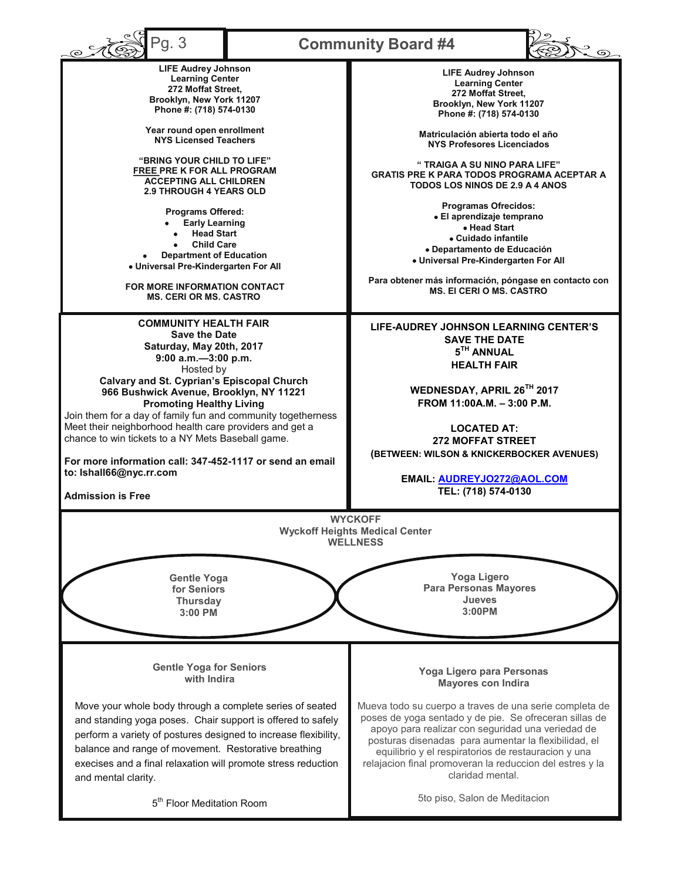## Community Board #4

**LIFE Audrey Johnson Learning Center**
**272 Moffat Street,**
**Brooklyn, New York 11207**
**Phone #: (718) 574-0130**

**Year round open enrollment**
**NYS Licensed Teachers**

**"BRING YOUR CHILD TO LIFE"**
**FREE PRE K FOR ALL PROGRAM**
**ACCEPTING ALL CHILDREN**
**2.9 THROUGH 4 YEARS OLD**

**Programs Offered:**

- **Early Learning**
- **Head Start**
- **Child Care**
- **Department of Education**
- **Universal Pre-Kindergarten For All**

**FOR MORE INFORMATION CONTACT**
**MS. CERI OR MS. CASTRO**

**LIFE Audrey Johnson Learning Center**
**272 Moffat Street,**
**Brooklyn, New York 11207**
**Phone #: (718) 574-0130**

**Matriculación abierta todo el año**
**NYS Profesores Licenciados**

**" TRAIGA A SU NINO PARA LIFE"**
**GRATIS PRE K PARA TODOS PROGRAMA ACEPTAR A TODOS LOS NINOS DE 2.9 A 4 ANOS**

**Programas Ofrecidos:**

- **El aprendizaje temprano**
- **Head Start**
- **Cuidado infantile**
- **Departamento de Educación**
- **Universal Pre-Kindergarten For All**

**Para obtener más información, póngase en contacto con MS. El CERI O MS. CASTRO**

**COMMUNITY HEALTH FAIR**
**Save the Date**
**Saturday, May 20th, 2017**
**9:00 a.m.—3:00 p.m.**
Hosted by
**Calvary and St. Cyprian's Episcopal Church**
**966 Bushwick Avenue, Brooklyn, NY 11221**
**Promoting Healthy Living**

Join them for a day of family fun and community togetherness Meet their neighborhood health care providers and get a chance to win tickets to a NY Mets Baseball game.

**For more information call: 347-452-1117 or send an email to: lshall66@nyc.rr.com**

**Admission is Free**

**LIFE-AUDREY JOHNSON LEARNING CENTER'S**
**SAVE THE DATE**
**5TH ANNUAL**
**HEALTH FAIR**

**WEDNESDAY, APRIL 26TH 2017**
**FROM 11:00A.M. – 3:00 P.M.**

**LOCATED AT:**
**272 MOFFAT STREET**
**(BETWEEN: WILSON & KNICKERBOCKER AVENUES)**

**EMAIL: AUDREYJO272@AOL.COM**
**TEL: (718) 574-0130**

**WYCKOFF**
**Wyckoff Heights Medical Center**
**WELLNESS**

**Gentle Yoga for Seniors**
**Thursday**
**3:00 PM**

**Yoga Ligero Para Personas Mayores**
**Jueves**
**3:00PM**

**Gentle Yoga for Seniors with Indira**

Move your whole body through a complete series of seated and standing yoga poses. Chair support is offered to safely perform a variety of postures designed to increase flexibility, balance and range of movement. Restorative breathing execises and a final relaxation will promote stress reduction and mental clarity.

5th Floor Meditation Room

**Yoga Ligero para Personas Mayores con Indira**

Mueva todo su cuerpo a traves de una serie completa de poses de yoga sentado y de pie. Se ofreceran sillas de apoyo para realizar con seguridad una veriedad de posturas disenadas para aumentar la flexibilidad, el equilibrio y el respiratorios de restauracion y una relajacion final promoveran la reduccion del estres y la claridad mental.

5to piso, Salon de Meditacion